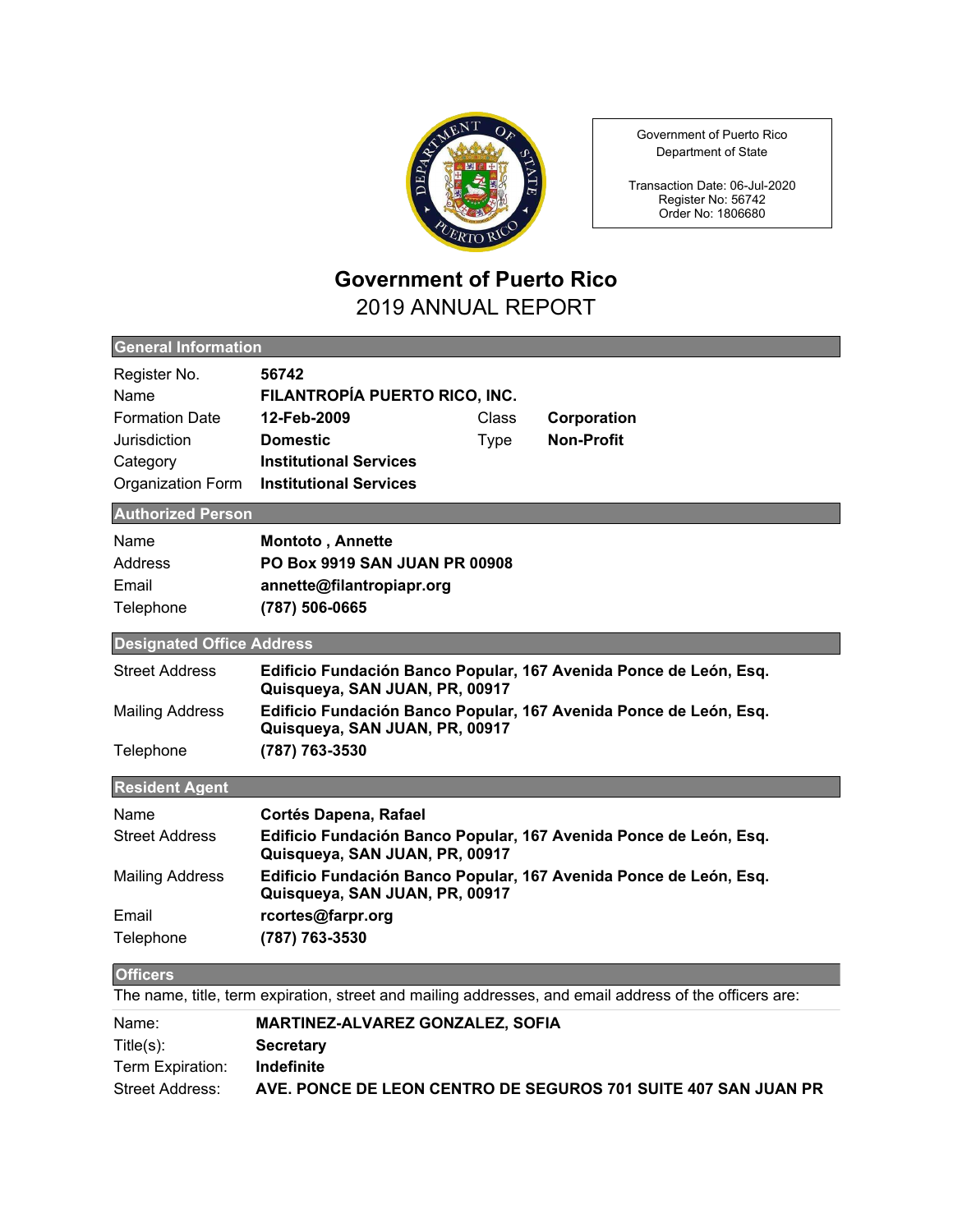Government of Puerto Rico
Department of State

Transaction Date: 06-Jul-2020
Register No: 56742
Order No: 1806680

# Government of Puerto Rico

## 2019 ANNUAL REPORT

### General Information

| | | | |
|---|---|---|---|
| Register No. | **56742** | | |
| Name | **FILANTROPÍA PUERTO RICO, INC.** | | |
| Formation Date | **12-Feb-2009** | Class | **Corporation** |
| Jurisdiction | **Domestic** | Type | **Non-Profit** |
| Category | **Institutional Services** | | |
| Organization Form | **Institutional Services** | | |

### Authorized Person

| | |
|---|---|
| Name | **Montoto , Annette** |
| Address | **PO Box 9919 SAN JUAN PR 00908** |
| Email | **annette@filantropiapr.org** |
| Telephone | **(787) 506-0665** |

### Designated Office Address

| | |
|---|---|
| Street Address | **Edificio Fundación Banco Popular, 167 Avenida Ponce de León, Esq. Quisqueya, SAN JUAN, PR, 00917** |
| Mailing Address | **Edificio Fundación Banco Popular, 167 Avenida Ponce de León, Esq. Quisqueya, SAN JUAN, PR, 00917** |
| Telephone | **(787) 763-3530** |

### Resident Agent

| | |
|---|---|
| Name | **Cortés Dapena, Rafael** |
| Street Address | **Edificio Fundación Banco Popular, 167 Avenida Ponce de León, Esq. Quisqueya, SAN JUAN, PR, 00917** |
| Mailing Address | **Edificio Fundación Banco Popular, 167 Avenida Ponce de León, Esq. Quisqueya, SAN JUAN, PR, 00917** |
| Email | **rcortes@farpr.org** |
| Telephone | **(787) 763-3530** |

### Officers

The name, title, term expiration, street and mailing addresses, and email address of the officers are:

| | |
|---|---|
| Name: | **MARTINEZ-ALVAREZ GONZALEZ, SOFIA** |
| Title(s): | **Secretary** |
| Term Expiration: | **Indefinite** |
| Street Address: | **AVE. PONCE DE LEON CENTRO DE SEGUROS 701 SUITE 407 SAN JUAN PR** |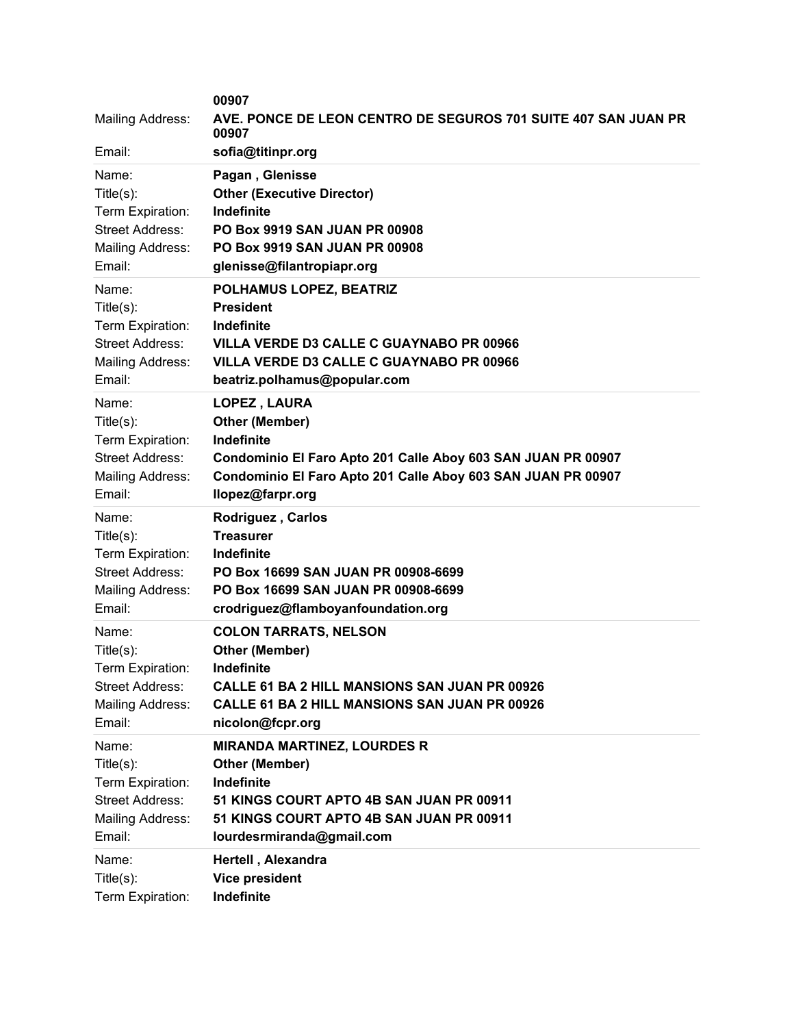00907

Mailing Address: **AVE. PONCE DE LEON CENTRO DE SEGUROS 701 SUITE 407 SAN JUAN PR 00907**

Email: **sofia@titinpr.org**

---

Name: **Pagan , Glenisse**
Title(s): **Other (Executive Director)**
Term Expiration: **Indefinite**
Street Address: **PO Box 9919 SAN JUAN PR 00908**
Mailing Address: **PO Box 9919 SAN JUAN PR 00908**
Email: **glenisse@filantropiapr.org**

---

Name: **POLHAMUS LOPEZ, BEATRIZ**
Title(s): **President**
Term Expiration: **Indefinite**
Street Address: **VILLA VERDE D3 CALLE C GUAYNABO PR 00966**
Mailing Address: **VILLA VERDE D3 CALLE C GUAYNABO PR 00966**
Email: **beatriz.polhamus@popular.com**

---

Name: **LOPEZ , LAURA**
Title(s): **Other (Member)**
Term Expiration: **Indefinite**
Street Address: **Condominio El Faro Apto 201 Calle Aboy 603 SAN JUAN PR 00907**
Mailing Address: **Condominio El Faro Apto 201 Calle Aboy 603 SAN JUAN PR 00907**
Email: **llopez@farpr.org**

---

Name: **Rodriguez , Carlos**
Title(s): **Treasurer**
Term Expiration: **Indefinite**
Street Address: **PO Box 16699 SAN JUAN PR 00908-6699**
Mailing Address: **PO Box 16699 SAN JUAN PR 00908-6699**
Email: **crodriguez@flamboyanfoundation.org**

---

Name: **COLON TARRATS, NELSON**
Title(s): **Other (Member)**
Term Expiration: **Indefinite**
Street Address: **CALLE 61 BA 2 HILL MANSIONS SAN JUAN PR 00926**
Mailing Address: **CALLE 61 BA 2 HILL MANSIONS SAN JUAN PR 00926**
Email: **nicolon@fcpr.org**

---

Name: **MIRANDA MARTINEZ, LOURDES R**
Title(s): **Other (Member)**
Term Expiration: **Indefinite**
Street Address: **51 KINGS COURT APTO 4B SAN JUAN PR 00911**
Mailing Address: **51 KINGS COURT APTO 4B SAN JUAN PR 00911**
Email: **lourdesrmiranda@gmail.com**

---

Name: **Hertell , Alexandra**
Title(s): **Vice president**
Term Expiration: **Indefinite**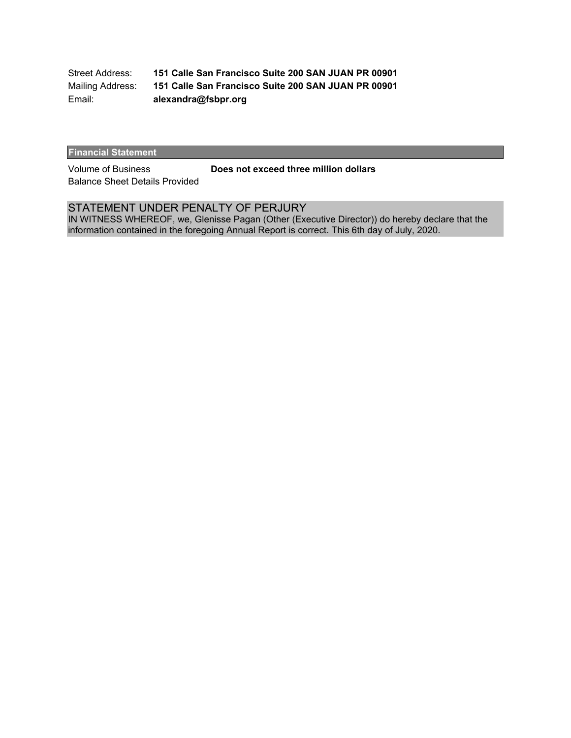| | |
|---|---|
| Street Address: | **151 Calle San Francisco Suite 200 SAN JUAN PR 00901** |
| Mailing Address: | **151 Calle San Francisco Suite 200 SAN JUAN PR 00901** |
| Email: | **alexandra@fsbpr.org** |

## Financial Statement

| | |
|---|---|
| Volume of Business | **Does not exceed three million dollars** |
| Balance Sheet Details Provided | |

## STATEMENT UNDER PENALTY OF PERJURY

IN WITNESS WHEREOF, we, Glenisse Pagan (Other (Executive Director)) do hereby declare that the information contained in the foregoing Annual Report is correct. This 6th day of July, 2020.